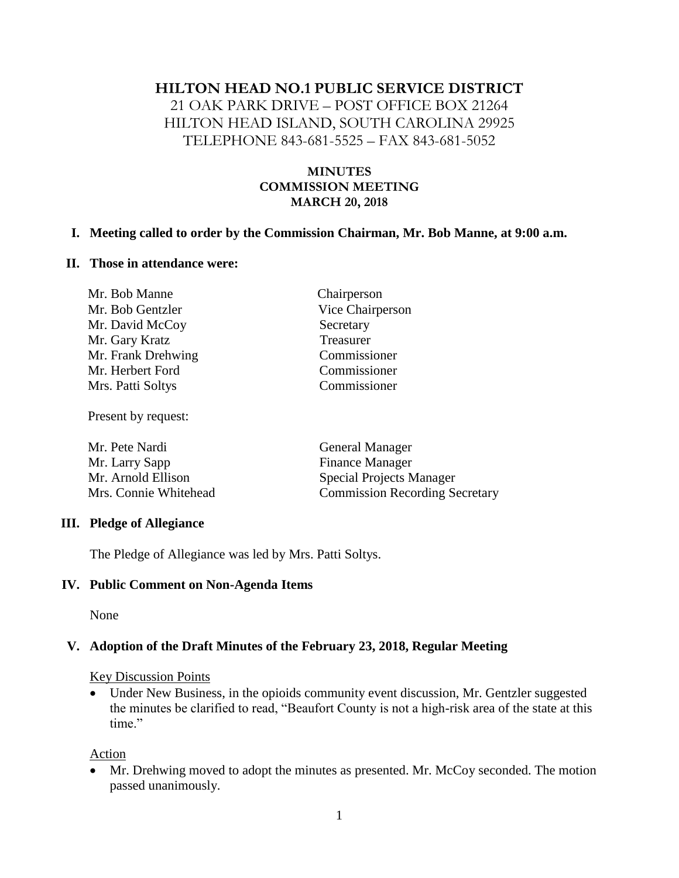# HILTON HEAD NO.1 PUBLIC SERVICE DISTRICT

21 OAK PARK DRIVE – POST OFFICE BOX 21264
HILTON HEAD ISLAND, SOUTH CAROLINA 29925
TELEPHONE 843-681-5525 – FAX 843-681-5052

## MINUTES
## COMMISSION MEETING
## MARCH 20, 2018

### I. Meeting called to order by the Commission Chairman, Mr. Bob Manne, at 9:00 a.m.

### II. Those in attendance were:

| | |
|---|---|
| Mr. Bob Manne | Chairperson |
| Mr. Bob Gentzler | Vice Chairperson |
| Mr. David McCoy | Secretary |
| Mr. Gary Kratz | Treasurer |
| Mr. Frank Drehwing | Commissioner |
| Mr. Herbert Ford | Commissioner |
| Mrs. Patti Soltys | Commissioner |

Present by request:

| | |
|---|---|
| Mr. Pete Nardi | General Manager |
| Mr. Larry Sapp | Finance Manager |
| Mr. Arnold Ellison | Special Projects Manager |
| Mrs. Connie Whitehead | Commission Recording Secretary |

### III. Pledge of Allegiance

The Pledge of Allegiance was led by Mrs. Patti Soltys.

### IV. Public Comment on Non-Agenda Items

None

### V. Adoption of the Draft Minutes of the February 23, 2018, Regular Meeting

Key Discussion Points

- Under New Business, in the opioids community event discussion, Mr. Gentzler suggested the minutes be clarified to read, "Beaufort County is not a high-risk area of the state at this time."

Action

- Mr. Drehwing moved to adopt the minutes as presented. Mr. McCoy seconded. The motion passed unanimously.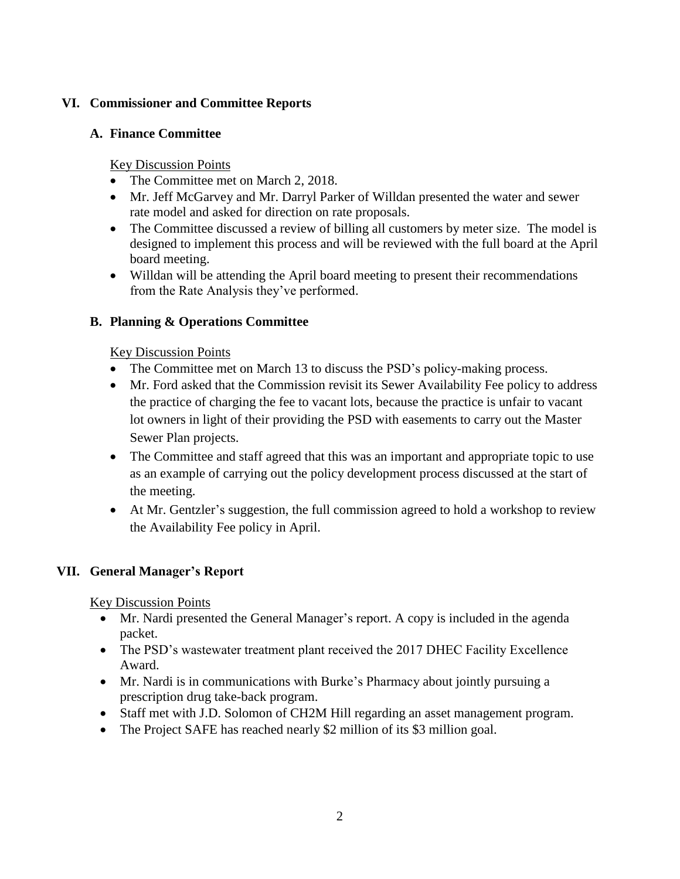## VI. Commissioner and Committee Reports

### A. Finance Committee

Key Discussion Points

- The Committee met on March 2, 2018.
- Mr. Jeff McGarvey and Mr. Darryl Parker of Willdan presented the water and sewer rate model and asked for direction on rate proposals.
- The Committee discussed a review of billing all customers by meter size. The model is designed to implement this process and will be reviewed with the full board at the April board meeting.
- Willdan will be attending the April board meeting to present their recommendations from the Rate Analysis they've performed.

### B. Planning & Operations Committee

Key Discussion Points

- The Committee met on March 13 to discuss the PSD's policy-making process.
- Mr. Ford asked that the Commission revisit its Sewer Availability Fee policy to address the practice of charging the fee to vacant lots, because the practice is unfair to vacant lot owners in light of their providing the PSD with easements to carry out the Master Sewer Plan projects.
- The Committee and staff agreed that this was an important and appropriate topic to use as an example of carrying out the policy development process discussed at the start of the meeting.
- At Mr. Gentzler's suggestion, the full commission agreed to hold a workshop to review the Availability Fee policy in April.

## VII. General Manager's Report

Key Discussion Points

- Mr. Nardi presented the General Manager's report. A copy is included in the agenda packet.
- The PSD's wastewater treatment plant received the 2017 DHEC Facility Excellence Award.
- Mr. Nardi is in communications with Burke's Pharmacy about jointly pursuing a prescription drug take-back program.
- Staff met with J.D. Solomon of CH2M Hill regarding an asset management program.
- The Project SAFE has reached nearly $2 million of its $3 million goal.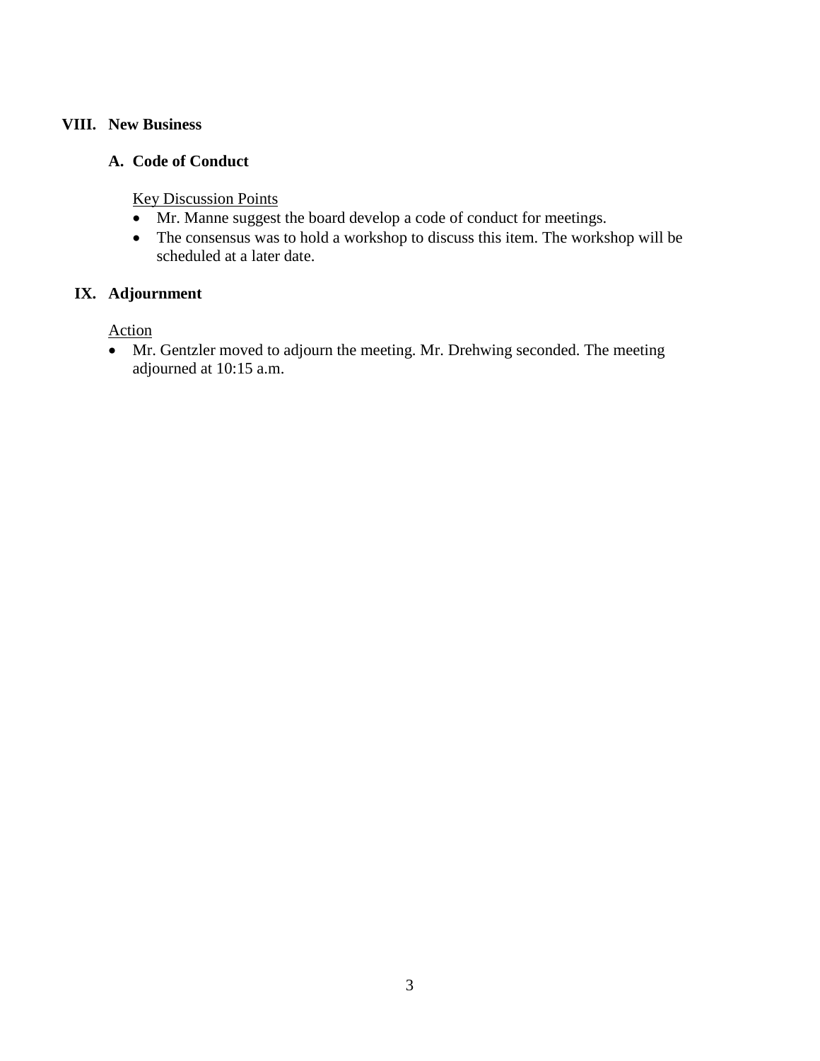## VIII. New Business

### A. Code of Conduct

Key Discussion Points

- Mr. Manne suggest the board develop a code of conduct for meetings.
- The consensus was to hold a workshop to discuss this item. The workshop will be scheduled at a later date.

## IX. Adjournment

Action

- Mr. Gentzler moved to adjourn the meeting. Mr. Drehwing seconded. The meeting adjourned at 10:15 a.m.